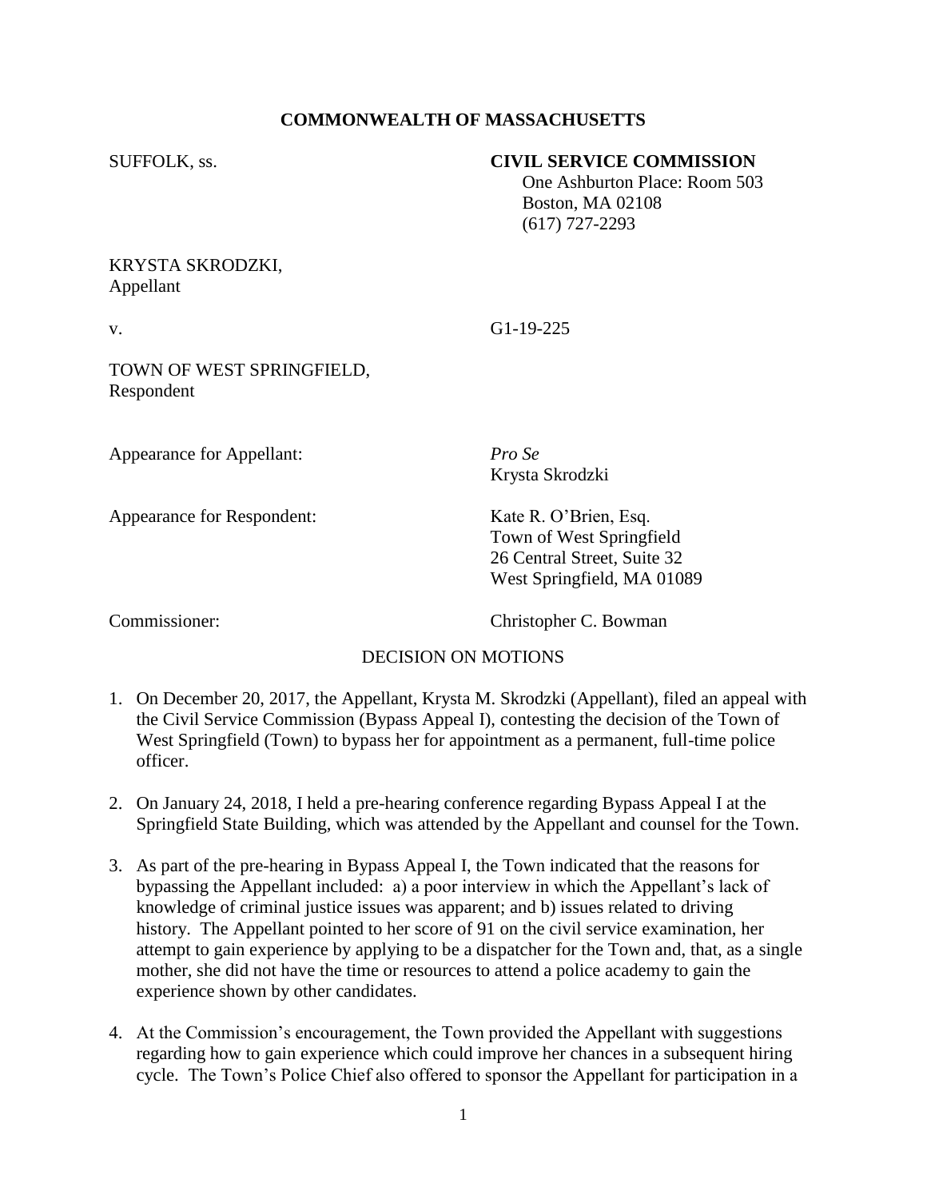**COMMONWEALTH OF MASSACHUSETTS**

SUFFOLK, ss.

**CIVIL SERVICE COMMISSION**
One Ashburton Place: Room 503
Boston, MA 02108
(617) 727-2293

KRYSTA SKRODZKI,
Appellant

v. G1-19-225

TOWN OF WEST SPRINGFIELD,
Respondent

Appearance for Appellant: *Pro Se*
Krysta Skrodzki

Appearance for Respondent: Kate R. O'Brien, Esq.
Town of West Springfield
26 Central Street, Suite 32
West Springfield, MA 01089

Commissioner: Christopher C. Bowman

DECISION ON MOTIONS

1. On December 20, 2017, the Appellant, Krysta M. Skrodzki (Appellant), filed an appeal with the Civil Service Commission (Bypass Appeal I), contesting the decision of the Town of West Springfield (Town) to bypass her for appointment as a permanent, full-time police officer.

2. On January 24, 2018, I held a pre-hearing conference regarding Bypass Appeal I at the Springfield State Building, which was attended by the Appellant and counsel for the Town.

3. As part of the pre-hearing in Bypass Appeal I, the Town indicated that the reasons for bypassing the Appellant included: a) a poor interview in which the Appellant's lack of knowledge of criminal justice issues was apparent; and b) issues related to driving history. The Appellant pointed to her score of 91 on the civil service examination, her attempt to gain experience by applying to be a dispatcher for the Town and, that, as a single mother, she did not have the time or resources to attend a police academy to gain the experience shown by other candidates.

4. At the Commission's encouragement, the Town provided the Appellant with suggestions regarding how to gain experience which could improve her chances in a subsequent hiring cycle. The Town's Police Chief also offered to sponsor the Appellant for participation in a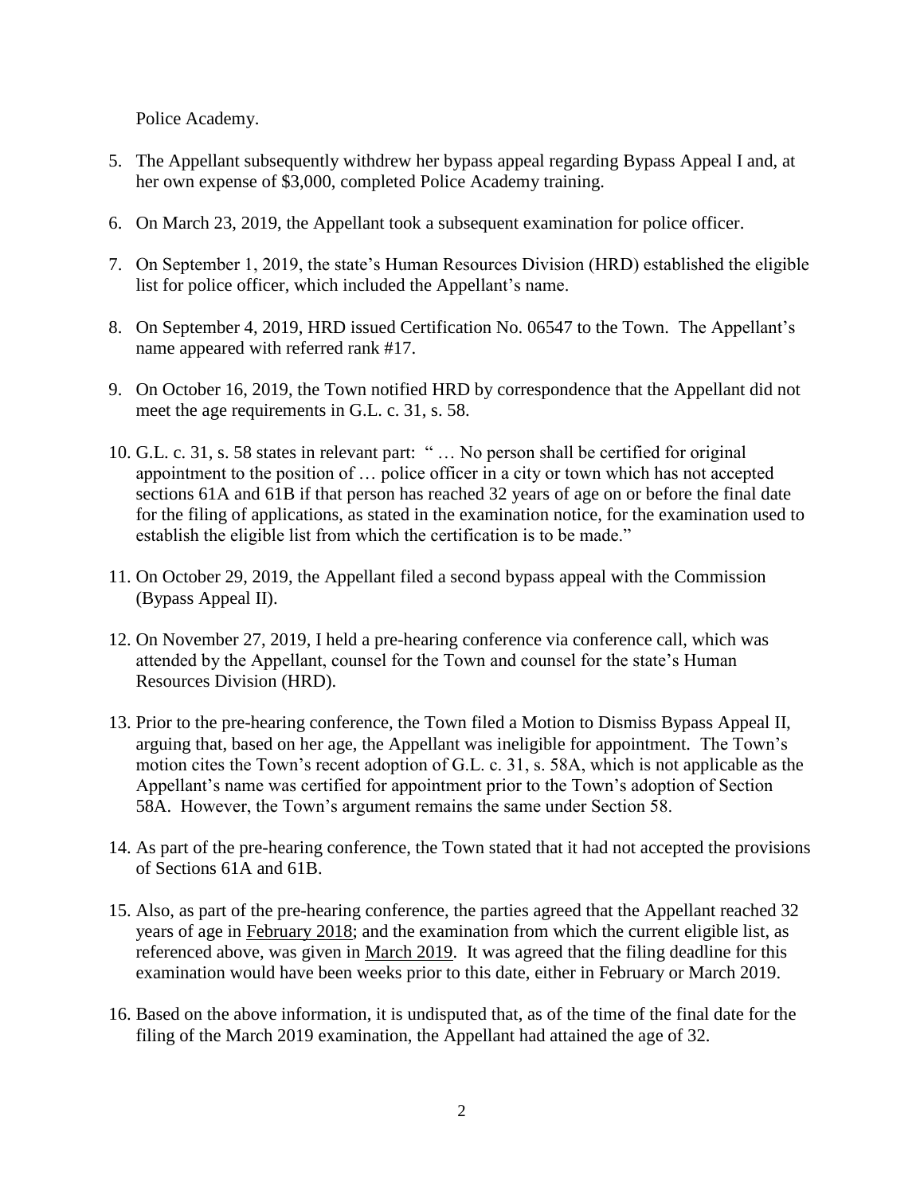Police Academy.

5. The Appellant subsequently withdrew her bypass appeal regarding Bypass Appeal I and, at her own expense of $3,000, completed Police Academy training.

6. On March 23, 2019, the Appellant took a subsequent examination for police officer.

7. On September 1, 2019, the state's Human Resources Division (HRD) established the eligible list for police officer, which included the Appellant's name.

8. On September 4, 2019, HRD issued Certification No. 06547 to the Town. The Appellant's name appeared with referred rank #17.

9. On October 16, 2019, the Town notified HRD by correspondence that the Appellant did not meet the age requirements in G.L. c. 31, s. 58.

10. G.L. c. 31, s. 58 states in relevant part: " … No person shall be certified for original appointment to the position of … police officer in a city or town which has not accepted sections 61A and 61B if that person has reached 32 years of age on or before the final date for the filing of applications, as stated in the examination notice, for the examination used to establish the eligible list from which the certification is to be made."

11. On October 29, 2019, the Appellant filed a second bypass appeal with the Commission (Bypass Appeal II).

12. On November 27, 2019, I held a pre-hearing conference via conference call, which was attended by the Appellant, counsel for the Town and counsel for the state's Human Resources Division (HRD).

13. Prior to the pre-hearing conference, the Town filed a Motion to Dismiss Bypass Appeal II, arguing that, based on her age, the Appellant was ineligible for appointment. The Town's motion cites the Town's recent adoption of G.L. c. 31, s. 58A, which is not applicable as the Appellant's name was certified for appointment prior to the Town's adoption of Section 58A. However, the Town's argument remains the same under Section 58.

14. As part of the pre-hearing conference, the Town stated that it had not accepted the provisions of Sections 61A and 61B.

15. Also, as part of the pre-hearing conference, the parties agreed that the Appellant reached 32 years of age in February 2018; and the examination from which the current eligible list, as referenced above, was given in March 2019. It was agreed that the filing deadline for this examination would have been weeks prior to this date, either in February or March 2019.

16. Based on the above information, it is undisputed that, as of the time of the final date for the filing of the March 2019 examination, the Appellant had attained the age of 32.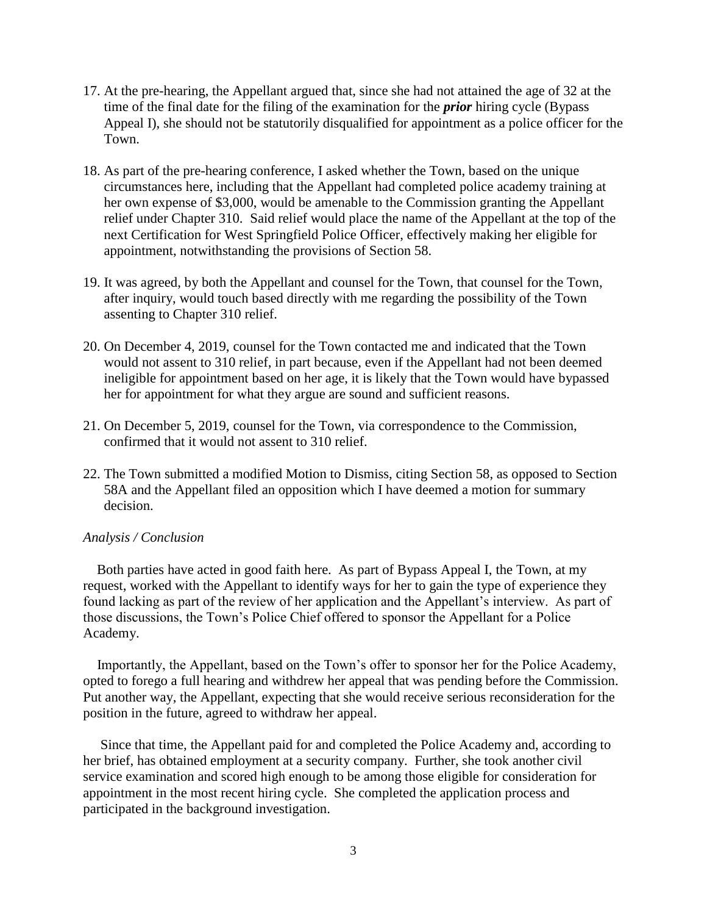17. At the pre-hearing, the Appellant argued that, since she had not attained the age of 32 at the time of the final date for the filing of the examination for the ***prior*** hiring cycle (Bypass Appeal I), she should not be statutorily disqualified for appointment as a police officer for the Town.

18. As part of the pre-hearing conference, I asked whether the Town, based on the unique circumstances here, including that the Appellant had completed police academy training at her own expense of $3,000, would be amenable to the Commission granting the Appellant relief under Chapter 310. Said relief would place the name of the Appellant at the top of the next Certification for West Springfield Police Officer, effectively making her eligible for appointment, notwithstanding the provisions of Section 58.

19. It was agreed, by both the Appellant and counsel for the Town, that counsel for the Town, after inquiry, would touch based directly with me regarding the possibility of the Town assenting to Chapter 310 relief.

20. On December 4, 2019, counsel for the Town contacted me and indicated that the Town would not assent to 310 relief, in part because, even if the Appellant had not been deemed ineligible for appointment based on her age, it is likely that the Town would have bypassed her for appointment for what they argue are sound and sufficient reasons.

21. On December 5, 2019, counsel for the Town, via correspondence to the Commission, confirmed that it would not assent to 310 relief.

22. The Town submitted a modified Motion to Dismiss, citing Section 58, as opposed to Section 58A and the Appellant filed an opposition which I have deemed a motion for summary decision.

*Analysis / Conclusion*

Both parties have acted in good faith here. As part of Bypass Appeal I, the Town, at my request, worked with the Appellant to identify ways for her to gain the type of experience they found lacking as part of the review of her application and the Appellant's interview. As part of those discussions, the Town's Police Chief offered to sponsor the Appellant for a Police Academy.

Importantly, the Appellant, based on the Town's offer to sponsor her for the Police Academy, opted to forego a full hearing and withdrew her appeal that was pending before the Commission. Put another way, the Appellant, expecting that she would receive serious reconsideration for the position in the future, agreed to withdraw her appeal.

Since that time, the Appellant paid for and completed the Police Academy and, according to her brief, has obtained employment at a security company. Further, she took another civil service examination and scored high enough to be among those eligible for consideration for appointment in the most recent hiring cycle. She completed the application process and participated in the background investigation.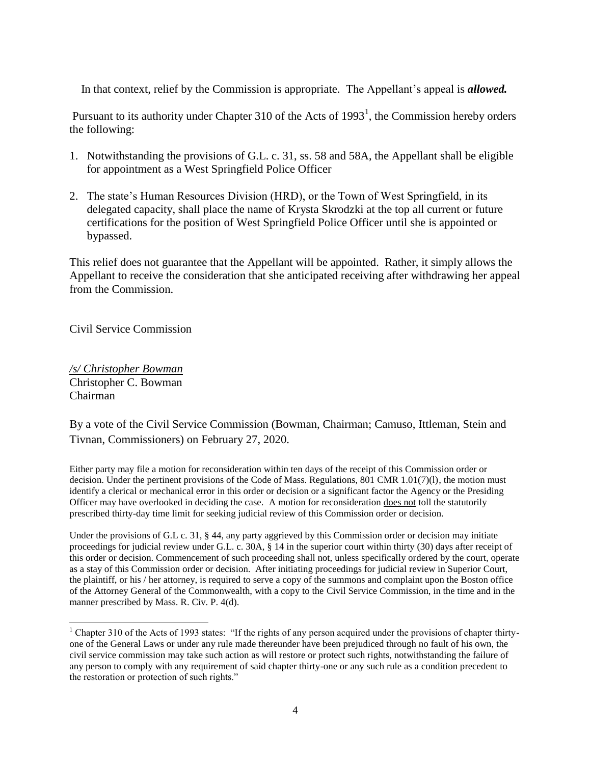In that context, relief by the Commission is appropriate. The Appellant's appeal is ***allowed.***

Pursuant to its authority under Chapter 310 of the Acts of 1993[1], the Commission hereby orders the following:

1. Notwithstanding the provisions of G.L. c. 31, ss. 58 and 58A, the Appellant shall be eligible for appointment as a West Springfield Police Officer

2. The state's Human Resources Division (HRD), or the Town of West Springfield, in its delegated capacity, shall place the name of Krysta Skrodzki at the top all current or future certifications for the position of West Springfield Police Officer until she is appointed or bypassed.

This relief does not guarantee that the Appellant will be appointed. Rather, it simply allows the Appellant to receive the consideration that she anticipated receiving after withdrawing her appeal from the Commission.

Civil Service Commission

*/s/ Christopher Bowman*
Christopher C. Bowman
Chairman

By a vote of the Civil Service Commission (Bowman, Chairman; Camuso, Ittleman, Stein and Tivnan, Commissioners) on February 27, 2020.

Either party may file a motion for reconsideration within ten days of the receipt of this Commission order or decision. Under the pertinent provisions of the Code of Mass. Regulations, 801 CMR 1.01(7)(l), the motion must identify a clerical or mechanical error in this order or decision or a significant factor the Agency or the Presiding Officer may have overlooked in deciding the case. A motion for reconsideration does not toll the statutorily prescribed thirty-day time limit for seeking judicial review of this Commission order or decision.

Under the provisions of G.L c. 31, § 44, any party aggrieved by this Commission order or decision may initiate proceedings for judicial review under G.L. c. 30A, § 14 in the superior court within thirty (30) days after receipt of this order or decision. Commencement of such proceeding shall not, unless specifically ordered by the court, operate as a stay of this Commission order or decision. After initiating proceedings for judicial review in Superior Court, the plaintiff, or his / her attorney, is required to serve a copy of the summons and complaint upon the Boston office of the Attorney General of the Commonwealth, with a copy to the Civil Service Commission, in the time and in the manner prescribed by Mass. R. Civ. P. 4(d).

---

[1] Chapter 310 of the Acts of 1993 states: "If the rights of any person acquired under the provisions of chapter thirty-one of the General Laws or under any rule made thereunder have been prejudiced through no fault of his own, the civil service commission may take such action as will restore or protect such rights, notwithstanding the failure of any person to comply with any requirement of said chapter thirty-one or any such rule as a condition precedent to the restoration or protection of such rights."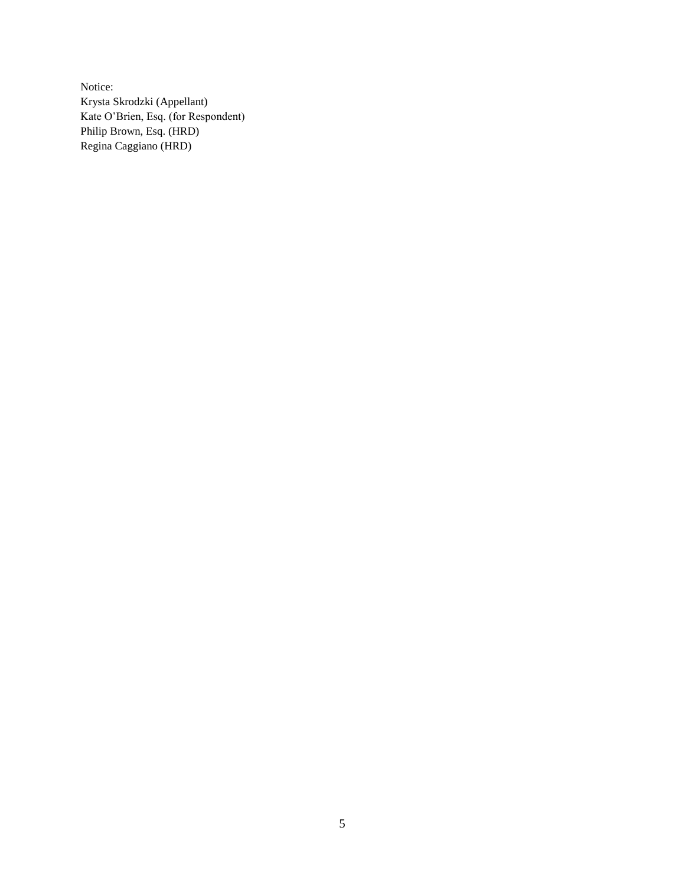Notice:
Krysta Skrodzki (Appellant)
Kate O'Brien, Esq. (for Respondent)
Philip Brown, Esq. (HRD)
Regina Caggiano (HRD)